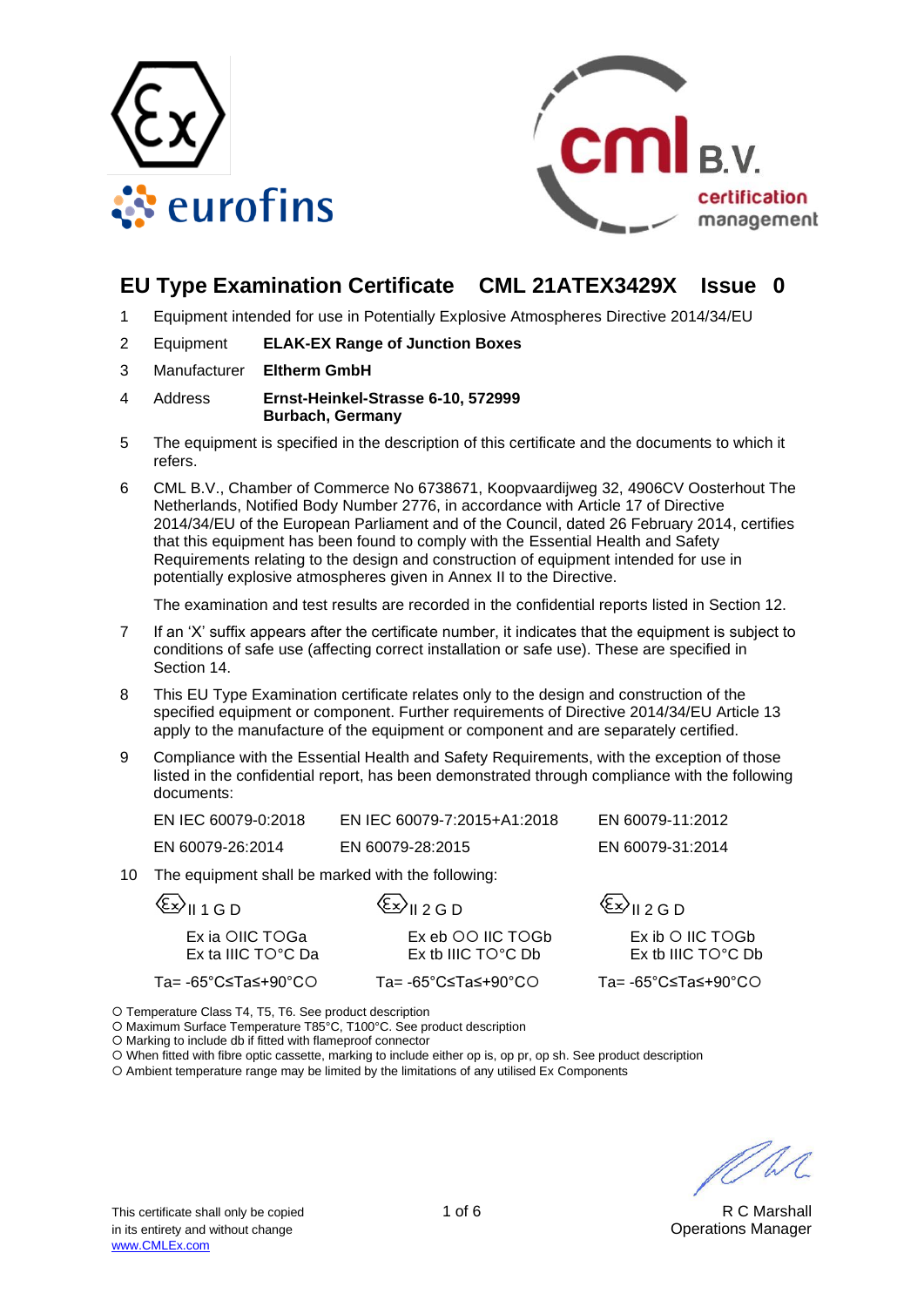# EU Type Examination Certificate CML 21ATEX3429X Issue 0

1. Equipment intended for use in Potentially Explosive Atmospheres Directive 2014/34/EU

2. Equipment **ELAK-EX Range of Junction Boxes**

3. Manufacturer **Eltherm GmbH**

4. Address **Ernst-Heinkel-Strasse 6-10, 572999 Burbach, Germany**

5. The equipment is specified in the description of this certificate and the documents to which it refers.

6. CML B.V., Chamber of Commerce No 6738671, Koopvaardijweg 32, 4906CV Oosterhout The Netherlands, Notified Body Number 2776, in accordance with Article 17 of Directive 2014/34/EU of the European Parliament and of the Council, dated 26 February 2014, certifies that this equipment has been found to comply with the Essential Health and Safety Requirements relating to the design and construction of equipment intended for use in potentially explosive atmospheres given in Annex II to the Directive.

   The examination and test results are recorded in the confidential reports listed in Section 12.

7. If an 'X' suffix appears after the certificate number, it indicates that the equipment is subject to conditions of safe use (affecting correct installation or safe use). These are specified in Section 14.

8. This EU Type Examination certificate relates only to the design and construction of the specified equipment or component. Further requirements of Directive 2014/34/EU Article 13 apply to the manufacture of the equipment or component and are separately certified.

9. Compliance with the Essential Health and Safety Requirements, with the exception of those listed in the confidential report, has been demonstrated through compliance with the following documents:

| | | |
|---|---|---|
| EN IEC 60079-0:2018 | EN IEC 60079-7:2015+A1:2018 | EN 60079-11:2012 |
| EN 60079-26:2014 | EN 60079-28:2015 | EN 60079-31:2014 |

10. The equipment shall be marked with the following:

| | | |
|---|---|---|
| Ⓔx II 1 G D | Ⓔx II 2 G D | Ⓔx II 2 G D |
| Ex ia ○IIC T○Ga<br>Ex ta IIIC T○°C Da | Ex eb ○○ IIC T○Gb<br>Ex tb IIIC T○°C Db | Ex ib ○ IIC T○Gb<br>Ex tb IIIC T○°C Db |
| Ta= -65°C≤Ta≤+90°C○ | Ta= -65°C≤Ta≤+90°C○ | Ta= -65°C≤Ta≤+90°C○ |

○ Temperature Class T4, T5, T6. See product description
○ Maximum Surface Temperature T85°C, T100°C. See product description
○ Marking to include db if fitted with flameproof connector
○ When fitted with fibre optic cassette, marking to include either op is, op pr, op sh. See product description
○ Ambient temperature range may be limited by the limitations of any utilised Ex Components

R C Marshall
Operations Manager

This certificate shall only be copied in its entirety and without change
www.CMLEx.com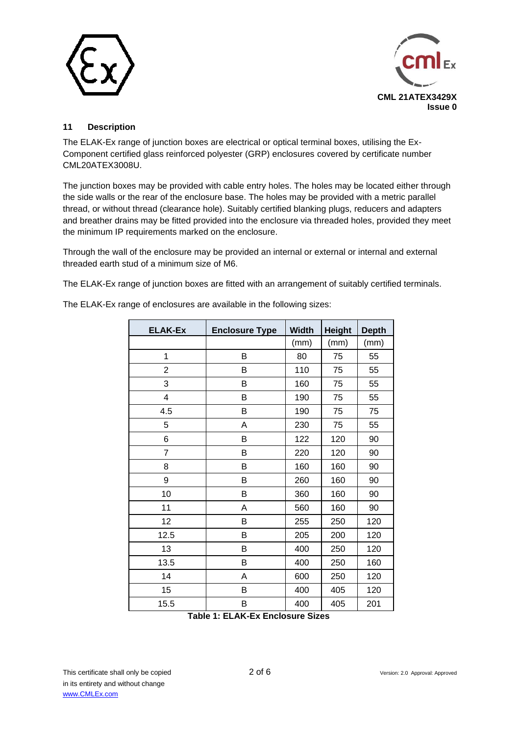## 11 Description

The ELAK-Ex range of junction boxes are electrical or optical terminal boxes, utilising the Ex-Component certified glass reinforced polyester (GRP) enclosures covered by certificate number CML20ATEX3008U.

The junction boxes may be provided with cable entry holes. The holes may be located either through the side walls or the rear of the enclosure base. The holes may be provided with a metric parallel thread, or without thread (clearance hole). Suitably certified blanking plugs, reducers and adapters and breather drains may be fitted provided into the enclosure via threaded holes, provided they meet the minimum IP requirements marked on the enclosure.

Through the wall of the enclosure may be provided an internal or external or internal and external threaded earth stud of a minimum size of M6.

The ELAK-Ex range of junction boxes are fitted with an arrangement of suitably certified terminals.

The ELAK-Ex range of enclosures are available in the following sizes:

| ELAK-Ex | Enclosure Type | Width | Height | Depth |
|---|---|---|---|---|
| | | (mm) | (mm) | (mm) |
| 1 | B | 80 | 75 | 55 |
| 2 | B | 110 | 75 | 55 |
| 3 | B | 160 | 75 | 55 |
| 4 | B | 190 | 75 | 55 |
| 4.5 | B | 190 | 75 | 75 |
| 5 | A | 230 | 75 | 55 |
| 6 | B | 122 | 120 | 90 |
| 7 | B | 220 | 120 | 90 |
| 8 | B | 160 | 160 | 90 |
| 9 | B | 260 | 160 | 90 |
| 10 | B | 360 | 160 | 90 |
| 11 | A | 560 | 160 | 90 |
| 12 | B | 255 | 250 | 120 |
| 12.5 | B | 205 | 200 | 120 |
| 13 | B | 400 | 250 | 120 |
| 13.5 | B | 400 | 250 | 160 |
| 14 | A | 600 | 250 | 120 |
| 15 | B | 400 | 405 | 120 |
| 15.5 | B | 400 | 405 | 201 |

**Table 1: ELAK-Ex Enclosure Sizes**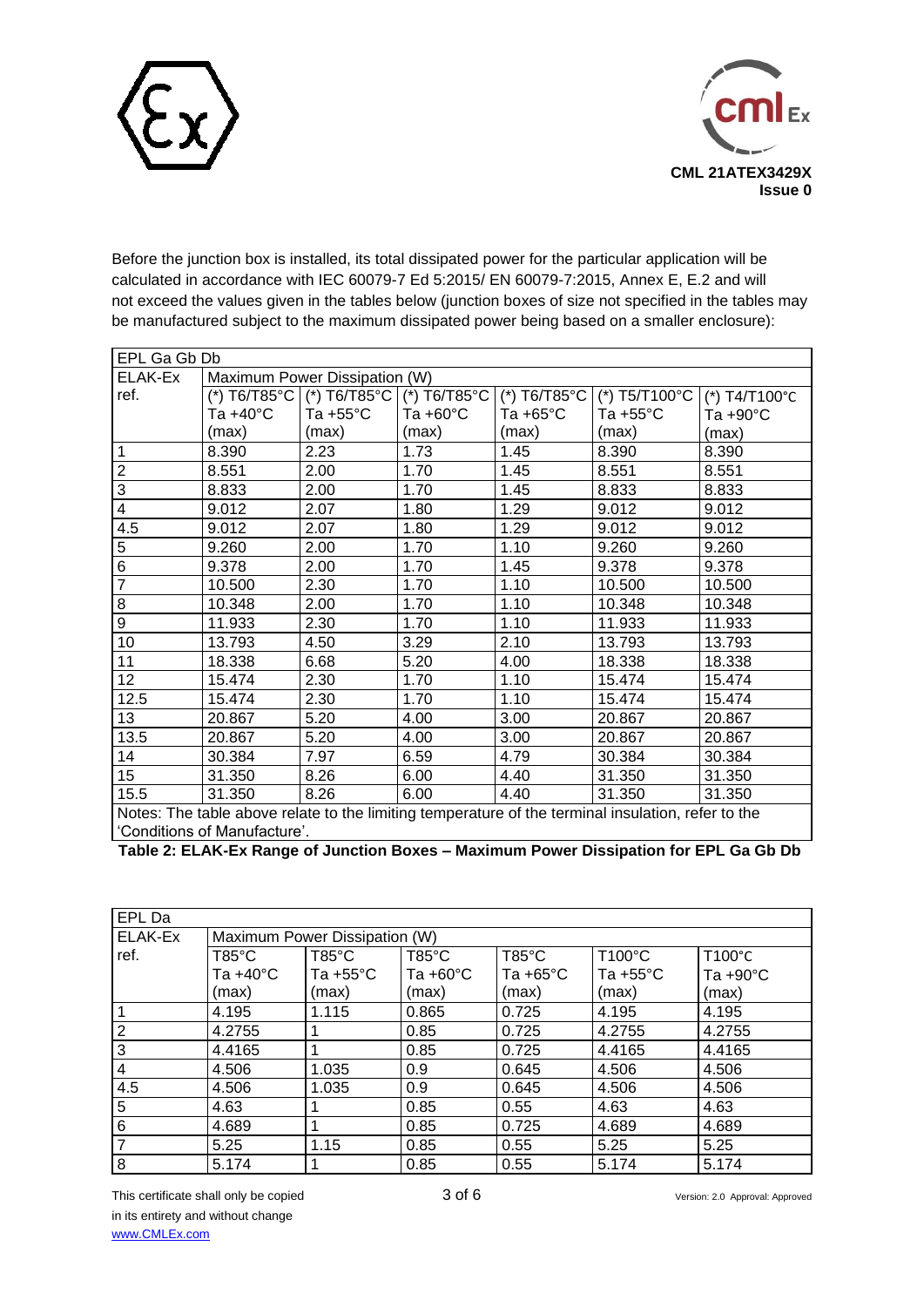Before the junction box is installed, its total dissipated power for the particular application will be calculated in accordance with IEC 60079-7 Ed 5:2015/ EN 60079-7:2015, Annex E, E.2 and will not exceed the values given in the tables below (junction boxes of size not specified in the tables may be manufactured subject to the maximum dissipated power being based on a smaller enclosure):

| EPL Ga Gb Db | | | | | | |
|---|---|---|---|---|---|---|
| ELAK-Ex ref. | Maximum Power Dissipation (W) | | | | | |
| | (*) T6/T85°C Ta +40°C (max) | (*) T6/T85°C Ta +55°C (max) | (*) T6/T85°C Ta +60°C (max) | (*) T6/T85°C Ta +65°C (max) | (*) T5/T100°C Ta +55°C (max) | (*) T4/T100°C Ta +90°C (max) |
| 1 | 8.390 | 2.23 | 1.73 | 1.45 | 8.390 | 8.390 |
| 2 | 8.551 | 2.00 | 1.70 | 1.45 | 8.551 | 8.551 |
| 3 | 8.833 | 2.00 | 1.70 | 1.45 | 8.833 | 8.833 |
| 4 | 9.012 | 2.07 | 1.80 | 1.29 | 9.012 | 9.012 |
| 4.5 | 9.012 | 2.07 | 1.80 | 1.29 | 9.012 | 9.012 |
| 5 | 9.260 | 2.00 | 1.70 | 1.10 | 9.260 | 9.260 |
| 6 | 9.378 | 2.00 | 1.70 | 1.45 | 9.378 | 9.378 |
| 7 | 10.500 | 2.30 | 1.70 | 1.10 | 10.500 | 10.500 |
| 8 | 10.348 | 2.00 | 1.70 | 1.10 | 10.348 | 10.348 |
| 9 | 11.933 | 2.30 | 1.70 | 1.10 | 11.933 | 11.933 |
| 10 | 13.793 | 4.50 | 3.29 | 2.10 | 13.793 | 13.793 |
| 11 | 18.338 | 6.68 | 5.20 | 4.00 | 18.338 | 18.338 |
| 12 | 15.474 | 2.30 | 1.70 | 1.10 | 15.474 | 15.474 |
| 12.5 | 15.474 | 2.30 | 1.70 | 1.10 | 15.474 | 15.474 |
| 13 | 20.867 | 5.20 | 4.00 | 3.00 | 20.867 | 20.867 |
| 13.5 | 20.867 | 5.20 | 4.00 | 3.00 | 20.867 | 20.867 |
| 14 | 30.384 | 7.97 | 6.59 | 4.79 | 30.384 | 30.384 |
| 15 | 31.350 | 8.26 | 6.00 | 4.40 | 31.350 | 31.350 |
| 15.5 | 31.350 | 8.26 | 6.00 | 4.40 | 31.350 | 31.350 |
| Notes: The table above relate to the limiting temperature of the terminal insulation, refer to the 'Conditions of Manufacture'. | | | | | | |

**Table 2: ELAK-Ex Range of Junction Boxes – Maximum Power Dissipation for EPL Ga Gb Db**

| EPL Da | | | | | | |
|---|---|---|---|---|---|---|
| ELAK-Ex ref. | Maximum Power Dissipation (W) | | | | | |
| | T85°C Ta +40°C (max) | T85°C Ta +55°C (max) | T85°C Ta +60°C (max) | T85°C Ta +65°C (max) | T100°C Ta +55°C (max) | T100°C Ta +90°C (max) |
| 1 | 4.195 | 1.115 | 0.865 | 0.725 | 4.195 | 4.195 |
| 2 | 4.2755 | 1 | 0.85 | 0.725 | 4.2755 | 4.2755 |
| 3 | 4.4165 | 1 | 0.85 | 0.725 | 4.4165 | 4.4165 |
| 4 | 4.506 | 1.035 | 0.9 | 0.645 | 4.506 | 4.506 |
| 4.5 | 4.506 | 1.035 | 0.9 | 0.645 | 4.506 | 4.506 |
| 5 | 4.63 | 1 | 0.85 | 0.55 | 4.63 | 4.63 |
| 6 | 4.689 | 1 | 0.85 | 0.725 | 4.689 | 4.689 |
| 7 | 5.25 | 1.15 | 0.85 | 0.55 | 5.25 | 5.25 |
| 8 | 5.174 | 1 | 0.85 | 0.55 | 5.174 | 5.174 |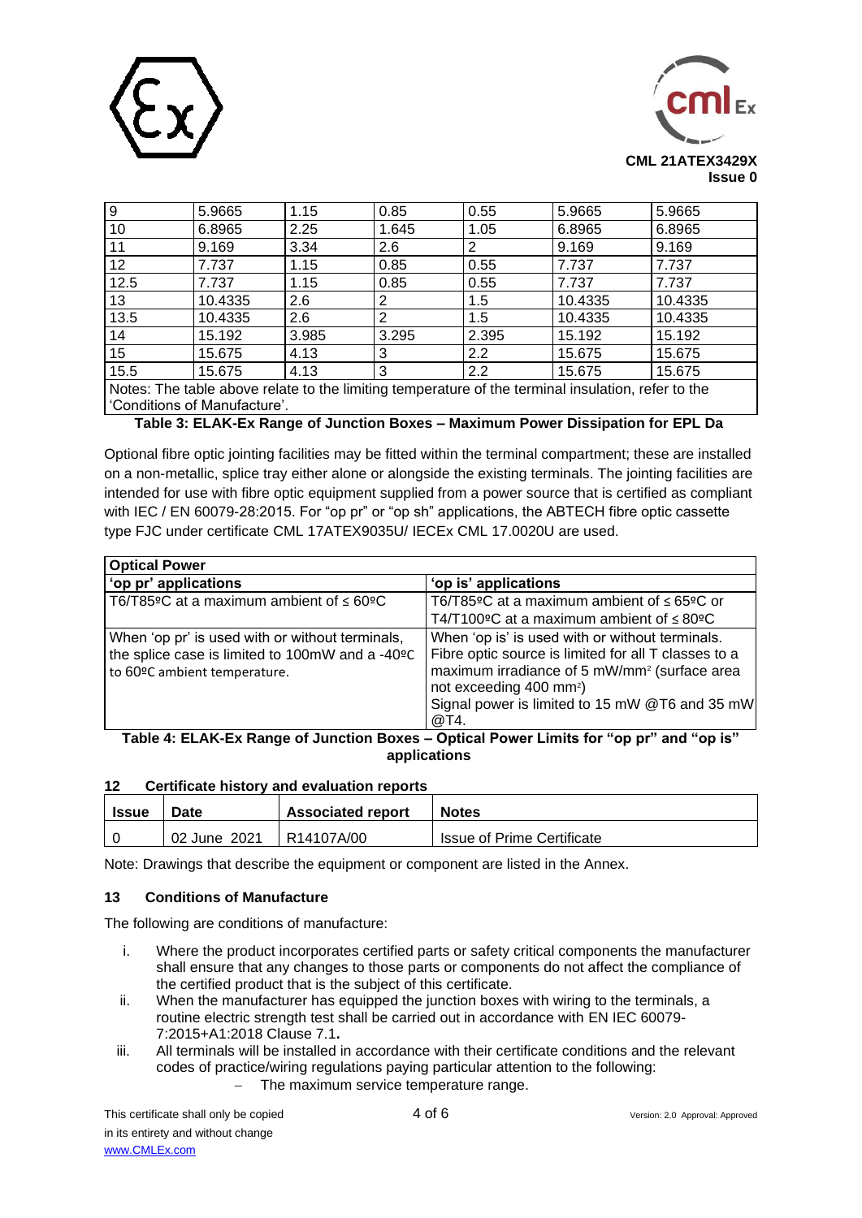| 9 | 5.9665 | 1.15 | 0.85 | 0.55 | 5.9665 | 5.9665 |
|---|---|---|---|---|---|---|
| 10 | 6.8965 | 2.25 | 1.645 | 1.05 | 6.8965 | 6.8965 |
| 11 | 9.169 | 3.34 | 2.6 | 2 | 9.169 | 9.169 |
| 12 | 7.737 | 1.15 | 0.85 | 0.55 | 7.737 | 7.737 |
| 12.5 | 7.737 | 1.15 | 0.85 | 0.55 | 7.737 | 7.737 |
| 13 | 10.4335 | 2.6 | 2 | 1.5 | 10.4335 | 10.4335 |
| 13.5 | 10.4335 | 2.6 | 2 | 1.5 | 10.4335 | 10.4335 |
| 14 | 15.192 | 3.985 | 3.295 | 2.395 | 15.192 | 15.192 |
| 15 | 15.675 | 4.13 | 3 | 2.2 | 15.675 | 15.675 |
| 15.5 | 15.675 | 4.13 | 3 | 2.2 | 15.675 | 15.675 |
| Notes: The table above relate to the limiting temperature of the terminal insulation, refer to the 'Conditions of Manufacture'. | | | | | | |

**Table 3: ELAK-Ex Range of Junction Boxes – Maximum Power Dissipation for EPL Da**

Optional fibre optic jointing facilities may be fitted within the terminal compartment; these are installed on a non-metallic, splice tray either alone or alongside the existing terminals. The jointing facilities are intended for use with fibre optic equipment supplied from a power source that is certified as compliant with IEC / EN 60079-28:2015. For "op pr" or "op sh" applications, the ABTECH fibre optic cassette type FJC under certificate CML 17ATEX9035U/ IECEx CML 17.0020U are used.

| **Optical Power** | |
|---|---|
| **'op pr' applications** | **'op is' applications** |
| T6/T85ºC at a maximum ambient of ≤ 60ºC | T6/T85ºC at a maximum ambient of ≤ 65ºC or T4/T100ºC at a maximum ambient of ≤ 80ºC |
| When 'op pr' is used with or without terminals, the splice case is limited to 100mW and a -40ºC to 60ºC ambient temperature. | When 'op is' is used with or without terminals. Fibre optic source is limited for all T classes to a maximum irradiance of 5 mW/mm² (surface area not exceeding 400 mm²) Signal power is limited to 15 mW @T6 and 35 mW @T4. |

**Table 4: ELAK-Ex Range of Junction Boxes – Optical Power Limits for "op pr" and "op is" applications**

## 12 Certificate history and evaluation reports

| Issue | Date | Associated report | Notes |
|---|---|---|---|
| 0 | 02 June 2021 | R14107A/00 | Issue of Prime Certificate |

Note: Drawings that describe the equipment or component are listed in the Annex.

## 13 Conditions of Manufacture

The following are conditions of manufacture:

i. Where the product incorporates certified parts or safety critical components the manufacturer shall ensure that any changes to those parts or components do not affect the compliance of the certified product that is the subject of this certificate.

ii. When the manufacturer has equipped the junction boxes with wiring to the terminals, a routine electric strength test shall be carried out in accordance with EN IEC 60079-7:2015+A1:2018 Clause 7.1**.**

iii. All terminals will be installed in accordance with their certificate conditions and the relevant codes of practice/wiring regulations paying particular attention to the following:
   - The maximum service temperature range.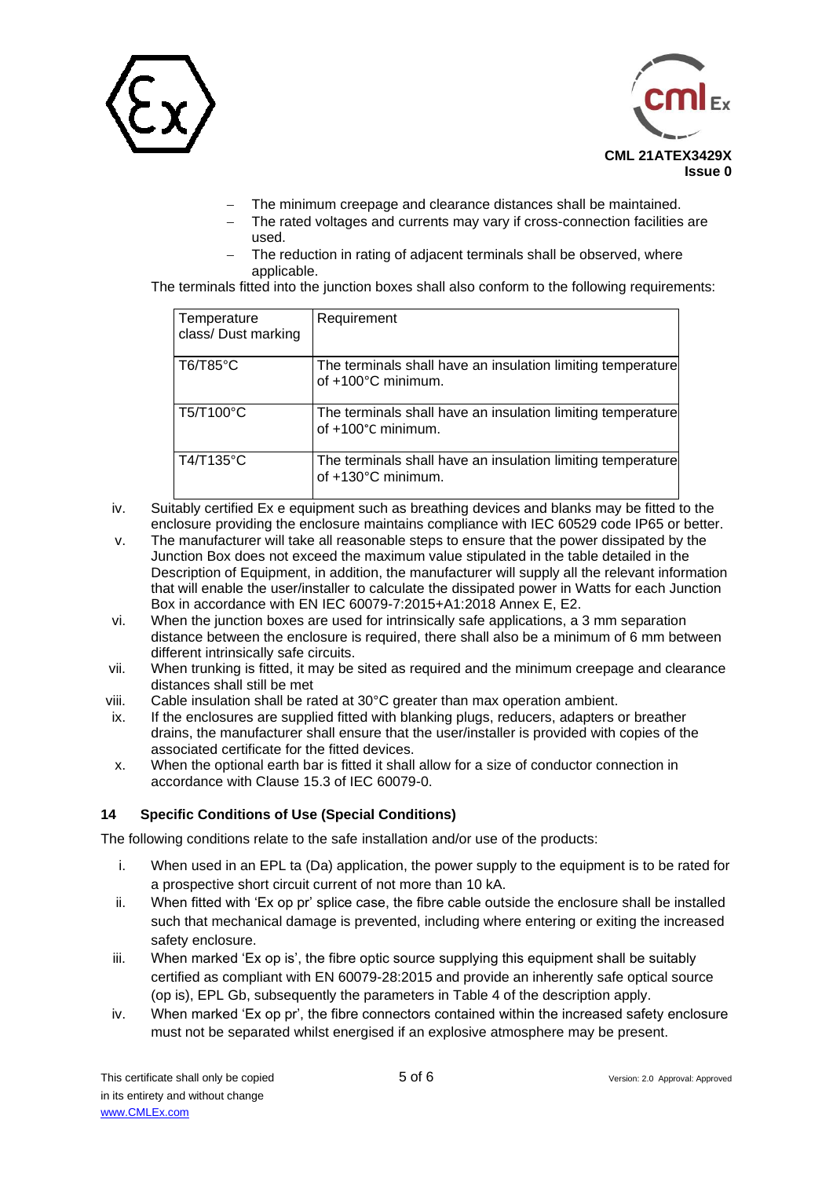- The minimum creepage and clearance distances shall be maintained.
- The rated voltages and currents may vary if cross-connection facilities are used.
- The reduction in rating of adjacent terminals shall be observed, where applicable.

The terminals fitted into the junction boxes shall also conform to the following requirements:

| Temperature class/ Dust marking | Requirement |
|---|---|
| T6/T85°C | The terminals shall have an insulation limiting temperature of +100°C minimum. |
| T5/T100°C | The terminals shall have an insulation limiting temperature of +100°C minimum. |
| T4/T135°C | The terminals shall have an insulation limiting temperature of +130°C minimum. |

iv. Suitably certified Ex e equipment such as breathing devices and blanks may be fitted to the enclosure providing the enclosure maintains compliance with IEC 60529 code IP65 or better.

v. The manufacturer will take all reasonable steps to ensure that the power dissipated by the Junction Box does not exceed the maximum value stipulated in the table detailed in the Description of Equipment, in addition, the manufacturer will supply all the relevant information that will enable the user/installer to calculate the dissipated power in Watts for each Junction Box in accordance with EN IEC 60079-7:2015+A1:2018 Annex E, E2.

vi. When the junction boxes are used for intrinsically safe applications, a 3 mm separation distance between the enclosure is required, there shall also be a minimum of 6 mm between different intrinsically safe circuits.

vii. When trunking is fitted, it may be sited as required and the minimum creepage and clearance distances shall still be met

viii. Cable insulation shall be rated at 30°C greater than max operation ambient.

ix. If the enclosures are supplied fitted with blanking plugs, reducers, adapters or breather drains, the manufacturer shall ensure that the user/installer is provided with copies of the associated certificate for the fitted devices.

x. When the optional earth bar is fitted it shall allow for a size of conductor connection in accordance with Clause 15.3 of IEC 60079-0.

## 14 Specific Conditions of Use (Special Conditions)

The following conditions relate to the safe installation and/or use of the products:

i. When used in an EPL ta (Da) application, the power supply to the equipment is to be rated for a prospective short circuit current of not more than 10 kA.

ii. When fitted with 'Ex op pr' splice case, the fibre cable outside the enclosure shall be installed such that mechanical damage is prevented, including where entering or exiting the increased safety enclosure.

iii. When marked 'Ex op is', the fibre optic source supplying this equipment shall be suitably certified as compliant with EN 60079-28:2015 and provide an inherently safe optical source (op is), EPL Gb, subsequently the parameters in Table 4 of the description apply.

iv. When marked 'Ex op pr', the fibre connectors contained within the increased safety enclosure must not be separated whilst energised if an explosive atmosphere may be present.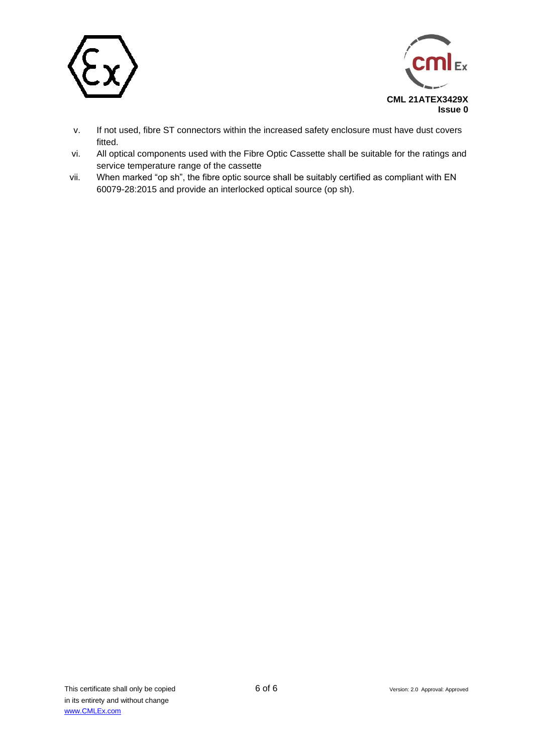v. If not used, fibre ST connectors within the increased safety enclosure must have dust covers fitted.

vi. All optical components used with the Fibre Optic Cassette shall be suitable for the ratings and service temperature range of the cassette

vii. When marked “op sh”, the fibre optic source shall be suitably certified as compliant with EN 60079-28:2015 and provide an interlocked optical source (op sh).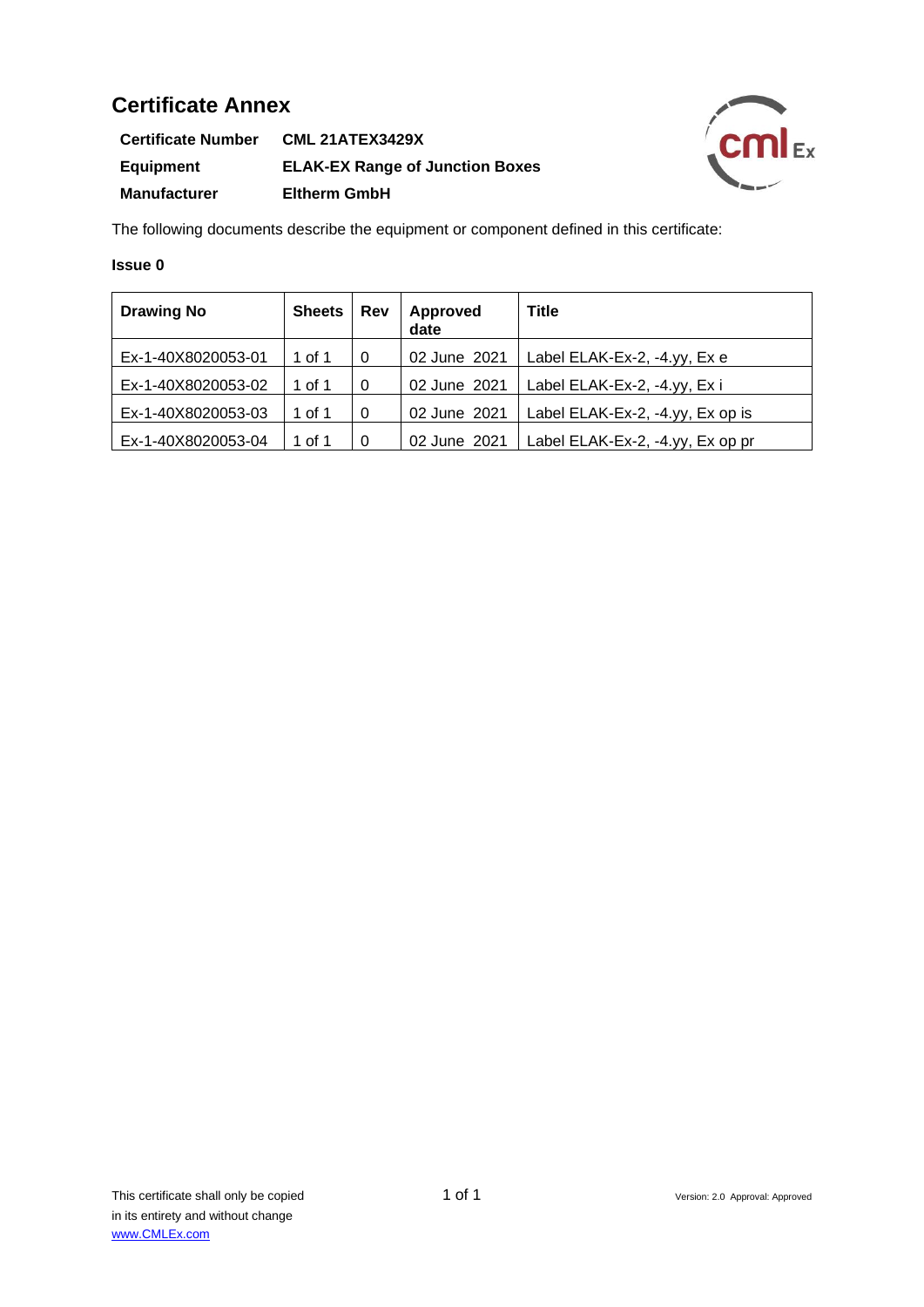# Certificate Annex

**Certificate Number** **CML 21ATEX3429X**

**Equipment** **ELAK-EX Range of Junction Boxes**

**Manufacturer** **Eltherm GmbH**

The following documents describe the equipment or component defined in this certificate:

**Issue 0**

| Drawing No | Sheets | Rev | Approved date | Title |
|---|---|---|---|---|
| Ex-1-40X8020053-01 | 1 of 1 | 0 | 02 June 2021 | Label ELAK-Ex-2, -4.yy, Ex e |
| Ex-1-40X8020053-02 | 1 of 1 | 0 | 02 June 2021 | Label ELAK-Ex-2, -4.yy, Ex i |
| Ex-1-40X8020053-03 | 1 of 1 | 0 | 02 June 2021 | Label ELAK-Ex-2, -4.yy, Ex op is |
| Ex-1-40X8020053-04 | 1 of 1 | 0 | 02 June 2021 | Label ELAK-Ex-2, -4.yy, Ex op pr |

This certificate shall only be copied in its entirety and without change
www.CMLEx.com

Version: 2.0 Approval: Approved